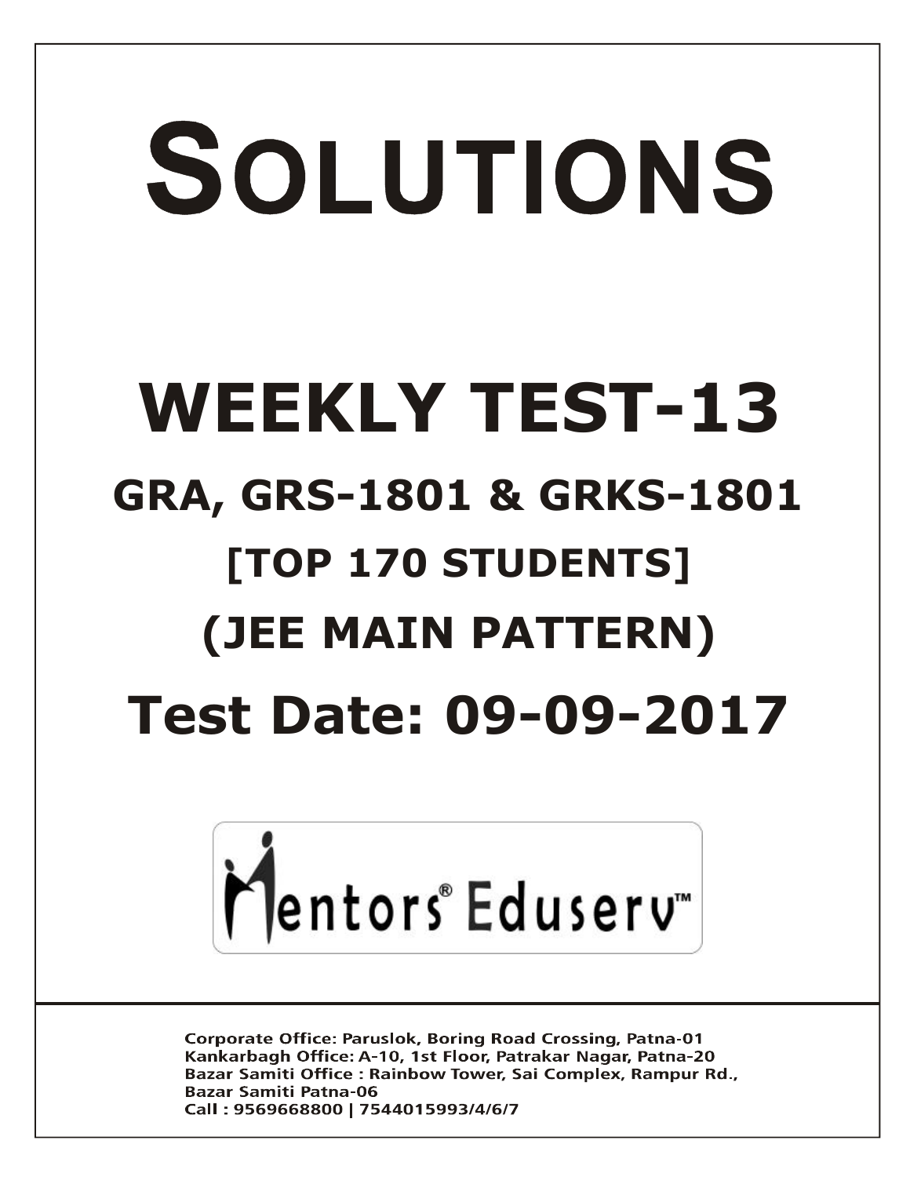# SOLUTIONS

# WEEKLY TEST-13

## GRA, GRS-1801 & GRKS-1801

## [TOP 170 STUDENTS]

## (JEE MAIN PATTERN)

## Test Date: 09-09-2017

Mentors® Eduserv™

**Corporate Office: Paruslok, Boring Road Crossing, Patna-01**
**Kankarbagh Office: A-10, 1st Floor, Patrakar Nagar, Patna-20**
**Bazar Samiti Office : Rainbow Tower, Sai Complex, Rampur Rd., Bazar Samiti Patna-06**
**Call : 9569668800 | 7544015993/4/6/7**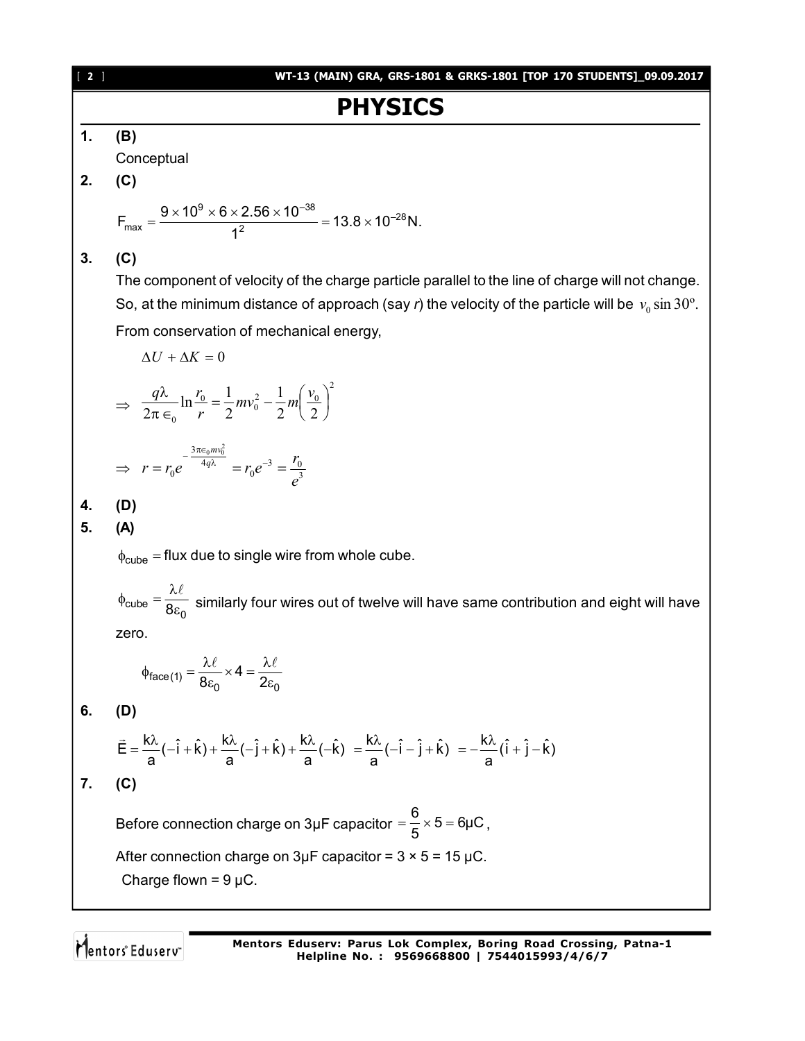# PHYSICS

**1.** **(B)**

Conceptual

**2.** **(C)**

$$F_{max} = \frac{9 \times 10^9 \times 6 \times 2.56 \times 10^{-38}}{1^2} = 13.8 \times 10^{-28} \text{N}.$$

**3.** **(C)**

The component of velocity of the charge particle parallel to the line of charge will not change. So, at the minimum distance of approach (say *r*) the velocity of the particle will be $v_0 \sin 30^\circ$.

From conservation of mechanical energy,

$$\Delta U + \Delta K = 0$$

$$\Rightarrow \frac{q\lambda}{2\pi \epsilon_0} \ln \frac{r_0}{r} = \frac{1}{2} m v_0^2 - \frac{1}{2} m \left( \frac{v_0}{2} \right)^2$$

$$\Rightarrow r = r_0 e^{-\frac{3\pi\epsilon_0 m v_0^2}{4q\lambda}} = r_0 e^{-3} = \frac{r_0}{e^3}$$

**4.** **(D)**

**5.** **(A)**

$\phi_{cube}$ = flux due to single wire from whole cube.

$\phi_{cube} = \dfrac{\lambda \ell}{8\varepsilon_0}$ similarly four wires out of twelve will have same contribution and eight will have zero.

$$\phi_{face(1)} = \frac{\lambda \ell}{8\varepsilon_0} \times 4 = \frac{\lambda \ell}{2\varepsilon_0}$$

**6.** **(D)**

$$\vec{E} = \frac{k\lambda}{a}(-\hat{i} + \hat{k}) + \frac{k\lambda}{a}(-\hat{j} + \hat{k}) + \frac{k\lambda}{a}(-\hat{k}) = \frac{k\lambda}{a}(-\hat{i} - \hat{j} + \hat{k}) = -\frac{k\lambda}{a}(\hat{i} + \hat{j} - \hat{k})$$

**7.** **(C)**

Before connection charge on 3μF capacitor $= \dfrac{6}{5} \times 5 = 6\mu C$,

After connection charge on 3μF capacitor = 3 × 5 = 15 μC.

Charge flown = 9 μC.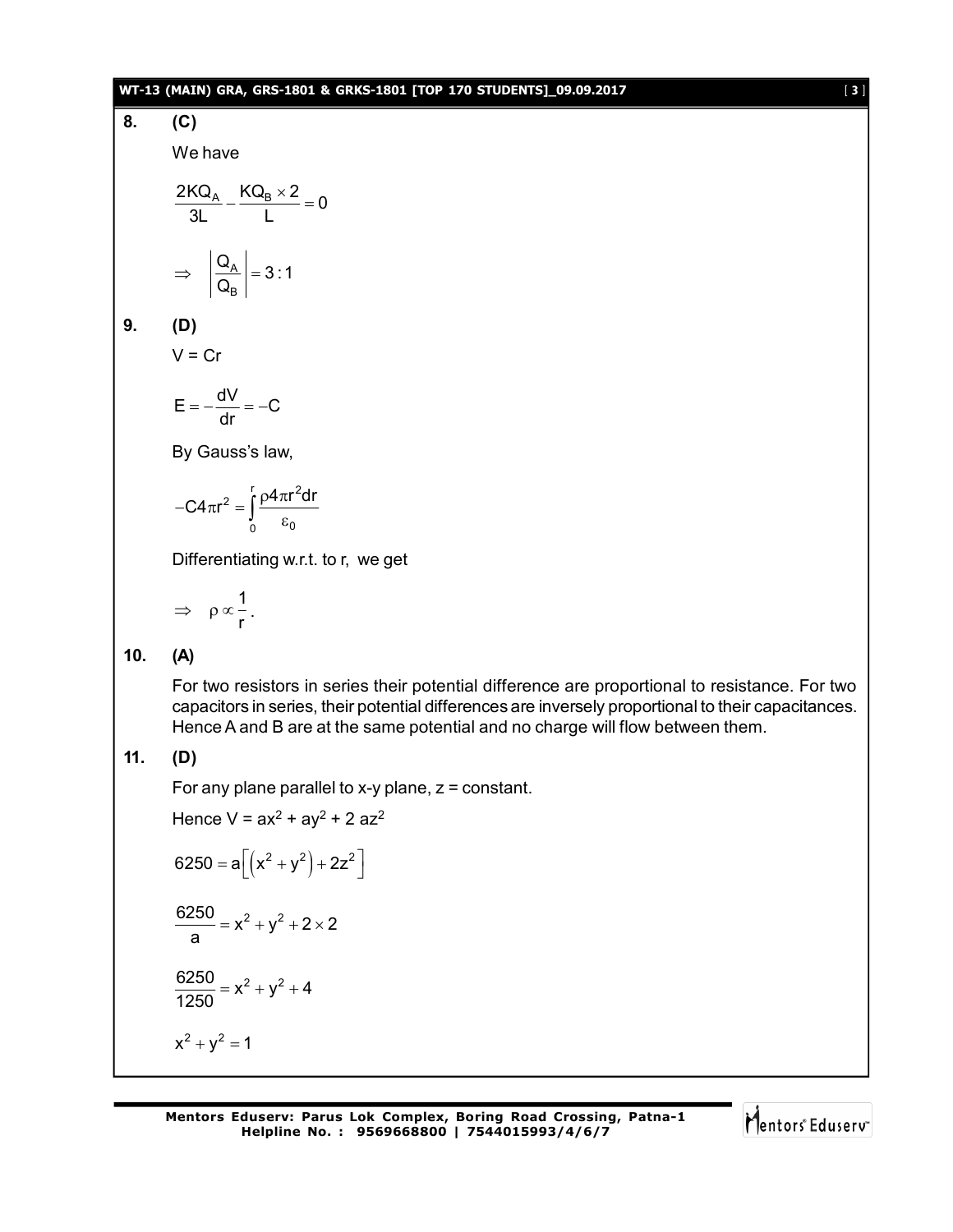**8. (C)**

We have

$$\frac{2KQ_A}{3L} - \frac{KQ_B \times 2}{L} = 0$$

$$\Rightarrow \quad \left|\frac{Q_A}{Q_B}\right| = 3:1$$

**9. (D)**

V = Cr

$$E = -\frac{dV}{dr} = -C$$

By Gauss's law,

$$-C4\pi r^2 = \int_0^r \frac{\rho 4\pi r^2 dr}{\varepsilon_0}$$

Differentiating w.r.t. to r, we get

$$\Rightarrow \quad \rho \propto \frac{1}{r}.$$

**10. (A)**

For two resistors in series their potential difference are proportional to resistance. For two capacitors in series, their potential differences are inversely proportional to their capacitances. Hence A and B are at the same potential and no charge will flow between them.

**11. (D)**

For any plane parallel to x-y plane, z = constant.

Hence $V = ax^2 + ay^2 + 2\,az^2$

$$6250 = a\left[\left(x^2 + y^2\right) + 2z^2\right]$$

$$\frac{6250}{a} = x^2 + y^2 + 2 \times 2$$

$$\frac{6250}{1250} = x^2 + y^2 + 4$$

$$x^2 + y^2 = 1$$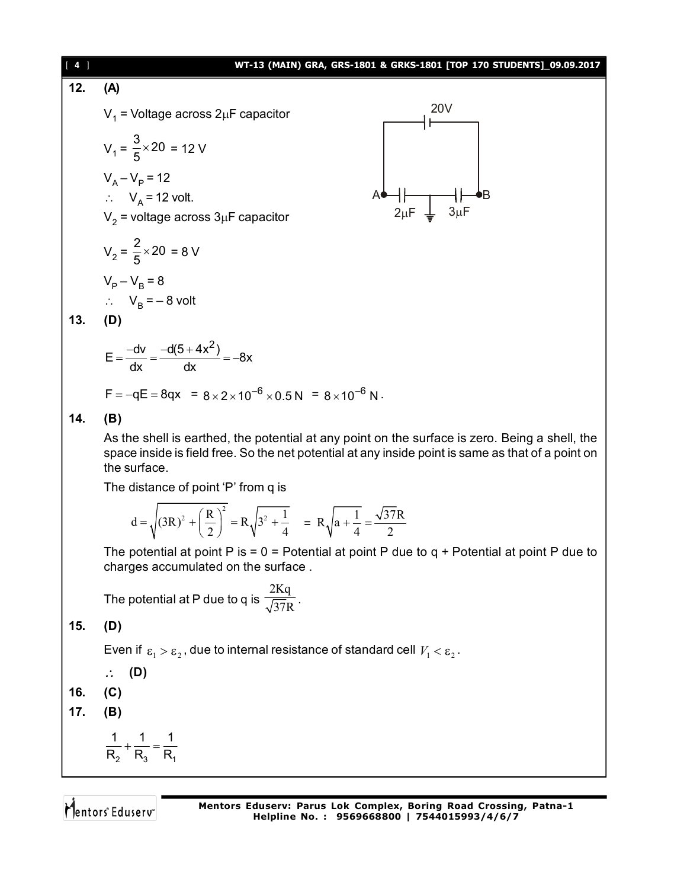**12. (A)**

$V_1$ = Voltage across 2μF capacitor

$V_1 = \frac{3}{5} \times 20 = 12$ V

$V_A - V_P = 12$

$\therefore \quad V_A = 12$ volt.

$V_2$ = voltage across 3μF capacitor

$V_2 = \frac{2}{5} \times 20 = 8$ V

$V_P - V_B = 8$

$\therefore \quad V_B = -8$ volt

**13. (D)**

$$E = \frac{-dv}{dx} = \frac{-d(5+4x^2)}{dx} = -8x$$

$F = -qE = 8qx = 8 \times 2 \times 10^{-6} \times 0.5\,\text{N} = 8 \times 10^{-6}\,\text{N}$.

**14. (B)**

As the shell is earthed, the potential at any point on the surface is zero. Being a shell, the space inside is field free. So the net potential at any inside point is same as that of a point on the surface.

The distance of point 'P' from q is

$$d = \sqrt{(3R)^2 + \left(\frac{R}{2}\right)^2} = R\sqrt{3^2 + \frac{1}{4}} = R\sqrt{a + \frac{1}{4}} = \frac{\sqrt{37}R}{2}$$

The potential at point P is = 0 = Potential at point P due to q + Potential at point P due to charges accumulated on the surface .

The potential at P due to q is $\frac{2Kq}{\sqrt{37}R}$.

**15. (D)**

Even if $\varepsilon_1 > \varepsilon_2$, due to internal resistance of standard cell $V_1 < \varepsilon_2$.

$\therefore$ **(D)**

**16. (C)**

**17. (B)**

$$\frac{1}{R_2} + \frac{1}{R_3} = \frac{1}{R_1}$$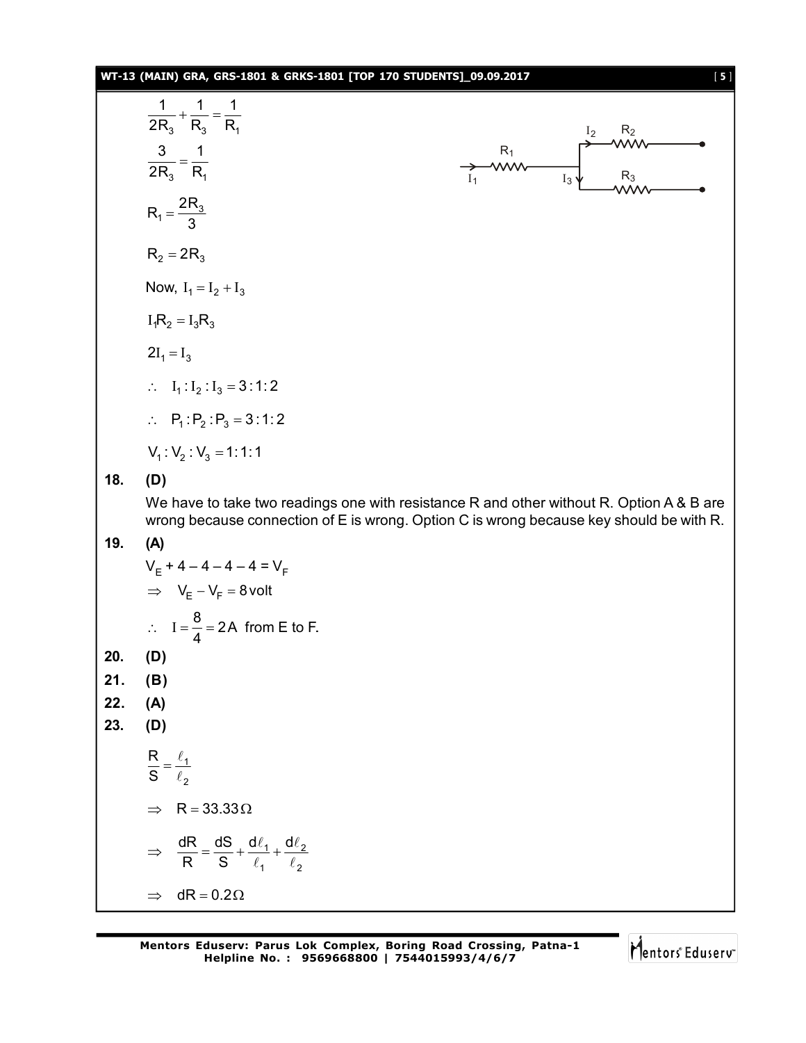$$\frac{1}{2R_3} + \frac{1}{R_3} = \frac{1}{R_1}$$

$$\frac{3}{2R_3} = \frac{1}{R_1}$$

$$R_1 = \frac{2R_3}{3}$$

$$R_2 = 2R_3$$

Now, $I_1 = I_2 + I_3$

$$I_1R_2 = I_3R_3$$

$$2I_1 = I_3$$

$\therefore \quad I_1 : I_2 : I_3 = 3:1:2$

$\therefore \quad P_1 : P_2 : P_3 = 3:1:2$

$V_1 : V_2 : V_3 = 1:1:1$

**18. (D)**

We have to take two readings one with resistance R and other without R. Option A & B are wrong because connection of E is wrong. Option C is wrong because key should be with R.

**19. (A)**

$V_E + 4 - 4 - 4 - 4 = V_F$

$\Rightarrow \quad V_E - V_F = 8 \text{ volt}$

$\therefore \quad I = \frac{8}{4} = 2\text{A}$ from E to F.

**20. (D)**

**21. (B)**

**22. (A)**

**23. (D)**

$$\frac{R}{S} = \frac{\ell_1}{\ell_2}$$

$\Rightarrow \quad R = 33.33\,\Omega$

$\Rightarrow \quad \frac{dR}{R} = \frac{dS}{S} + \frac{d\ell_1}{\ell_1} + \frac{d\ell_2}{\ell_2}$

$\Rightarrow \quad dR = 0.2\,\Omega$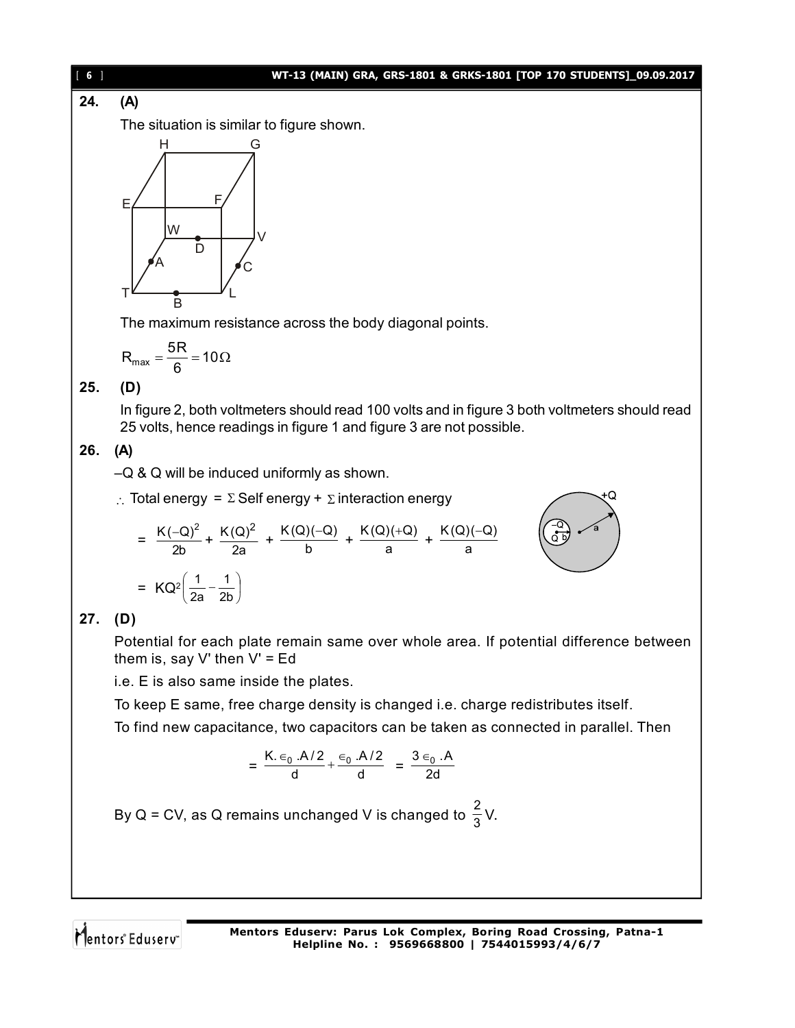**24. (A)**

The situation is similar to figure shown.

The maximum resistance across the body diagonal points.

$$R_{max} = \frac{5R}{6} = 10\Omega$$

**25. (D)**

In figure 2, both voltmeters should read 100 volts and in figure 3 both voltmeters should read 25 volts, hence readings in figure 1 and figure 3 are not possible.

**26. (A)**

–Q & Q will be induced uniformly as shown.

$\therefore$ Total energy = $\Sigma$ Self energy + $\Sigma$ interaction energy

$$= \frac{K(-Q)^2}{2b} + \frac{K(Q)^2}{2a} + \frac{K(Q)(-Q)}{b} + \frac{K(Q)(+Q)}{a} + \frac{K(Q)(-Q)}{a}$$

$$= KQ^2\left(\frac{1}{2a} - \frac{1}{2b}\right)$$

**27. (D)**

Potential for each plate remain same over whole area. If potential difference between them is, say V' then V' = Ed

i.e. E is also same inside the plates.

To keep E same, free charge density is changed i.e. charge redistributes itself.

To find new capacitance, two capacitors can be taken as connected in parallel. Then

$$= \frac{K.\epsilon_0 .A/2}{d} + \frac{\epsilon_0 .A/2}{d} = \frac{3\epsilon_0 .A}{2d}$$

By Q = CV, as Q remains unchanged V is changed to $\frac{2}{3}$V.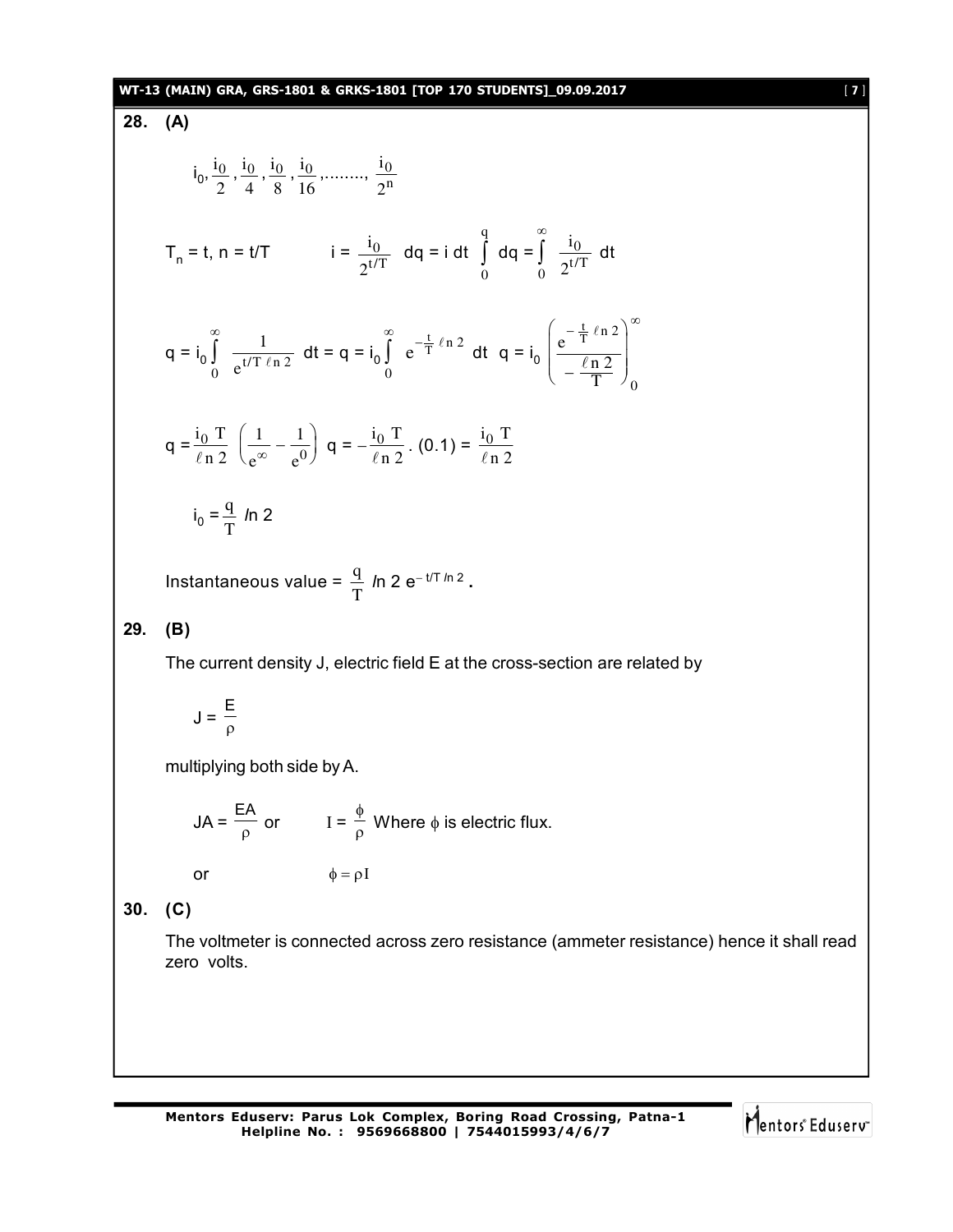**28. (A)**

$$i_0, \frac{i_0}{2}, \frac{i_0}{4}, \frac{i_0}{8}, \frac{i_0}{16}, ........, \frac{i_0}{2^n}$$

$T_n = t,\ n = t/T \qquad i = \frac{i_0}{2^{t/T}} \quad dq = i\,dt \quad \int_0^q dq = \int_0^\infty \frac{i_0}{2^{t/T}}\,dt$

$q = i_0 \int_0^\infty \frac{1}{e^{t/T\,\ell n 2}}\,dt = q = i_0 \int_0^\infty e^{-\frac{t}{T}\ell n 2}\,dt \quad q = i_0 \left( \frac{e^{-\frac{t}{T}\ell n 2}}{-\frac{\ell n 2}{T}} \right)_0^\infty$

$q = \frac{i_0\,T}{\ell n 2} \left( \frac{1}{e^\infty} - \frac{1}{e^0} \right) \quad q = -\frac{i_0\,T}{\ell n 2}.(0.1) = \frac{i_0\,T}{\ell n 2}$

$$i_0 = \frac{q}{T} \ln 2$$

Instantaneous value = $\frac{q}{T} \ln 2\ e^{-t/T \ln 2}$.

**29. (B)**

The current density J, electric field E at the cross-section are related by

$$J = \frac{E}{\rho}$$

multiplying both side by A.

$JA = \frac{EA}{\rho}$ or $\qquad I = \frac{\phi}{\rho}$ Where $\phi$ is electric flux.

or $\qquad \phi = \rho I$

**30. (C)**

The voltmeter is connected across zero resistance (ammeter resistance) hence it shall read zero volts.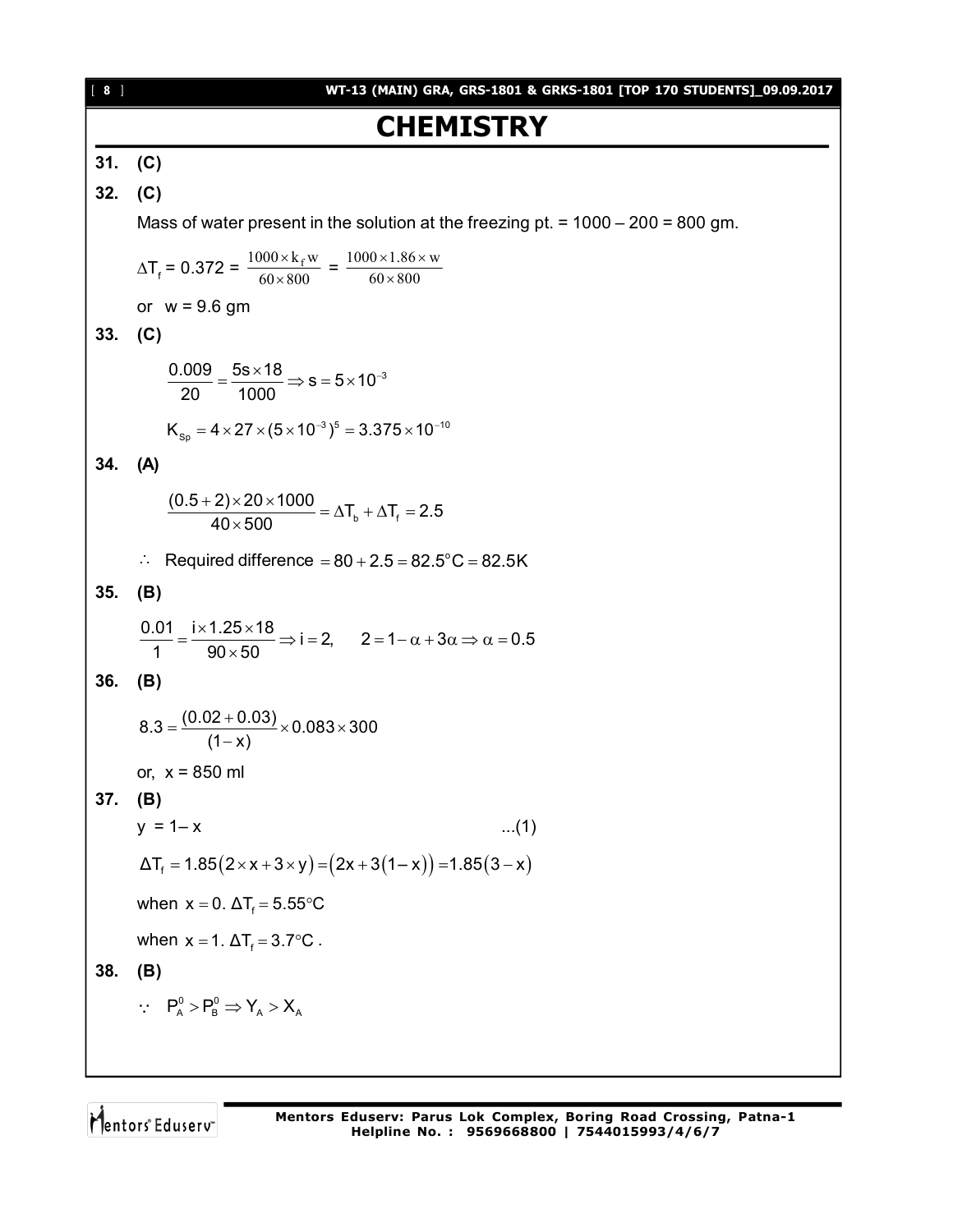# CHEMISTRY

**31. (C)**

**32. (C)**

Mass of water present in the solution at the freezing pt. = 1000 – 200 = 800 gm.

$\Delta T_f = 0.372 = \frac{1000 \times k_f w}{60 \times 800} = \frac{1000 \times 1.86 \times w}{60 \times 800}$

or $w = 9.6$ gm

**33. (C)**

$$\frac{0.009}{20} = \frac{5s \times 18}{1000} \Rightarrow s = 5 \times 10^{-3}$$

$$K_{Sp} = 4 \times 27 \times (5 \times 10^{-3})^5 = 3.375 \times 10^{-10}$$

**34. (A)**

$$\frac{(0.5+2) \times 20 \times 1000}{40 \times 500} = \Delta T_b + \Delta T_f = 2.5$$

$\therefore$ Required difference $= 80 + 2.5 = 82.5°C = 82.5K$

**35. (B)**

$$\frac{0.01}{1} = \frac{i \times 1.25 \times 18}{90 \times 50} \Rightarrow i = 2, \quad 2 = 1 - \alpha + 3\alpha \Rightarrow \alpha = 0.5$$

**36. (B)**

$$8.3 = \frac{(0.02 + 0.03)}{(1-x)} \times 0.083 \times 300$$

or, x = 850 ml

**37. (B)**

$y = 1 - x$ ...(1)

$\Delta T_f = 1.85(2 \times x + 3 \times y) = (2x + 3(1-x)) = 1.85(3 - x)$

when $x = 0$. $\Delta T_f = 5.55°C$

when $x = 1$. $\Delta T_f = 3.7°C$.

**38. (B)**

$\because \; P_A^0 > P_B^0 \Rightarrow Y_A > X_A$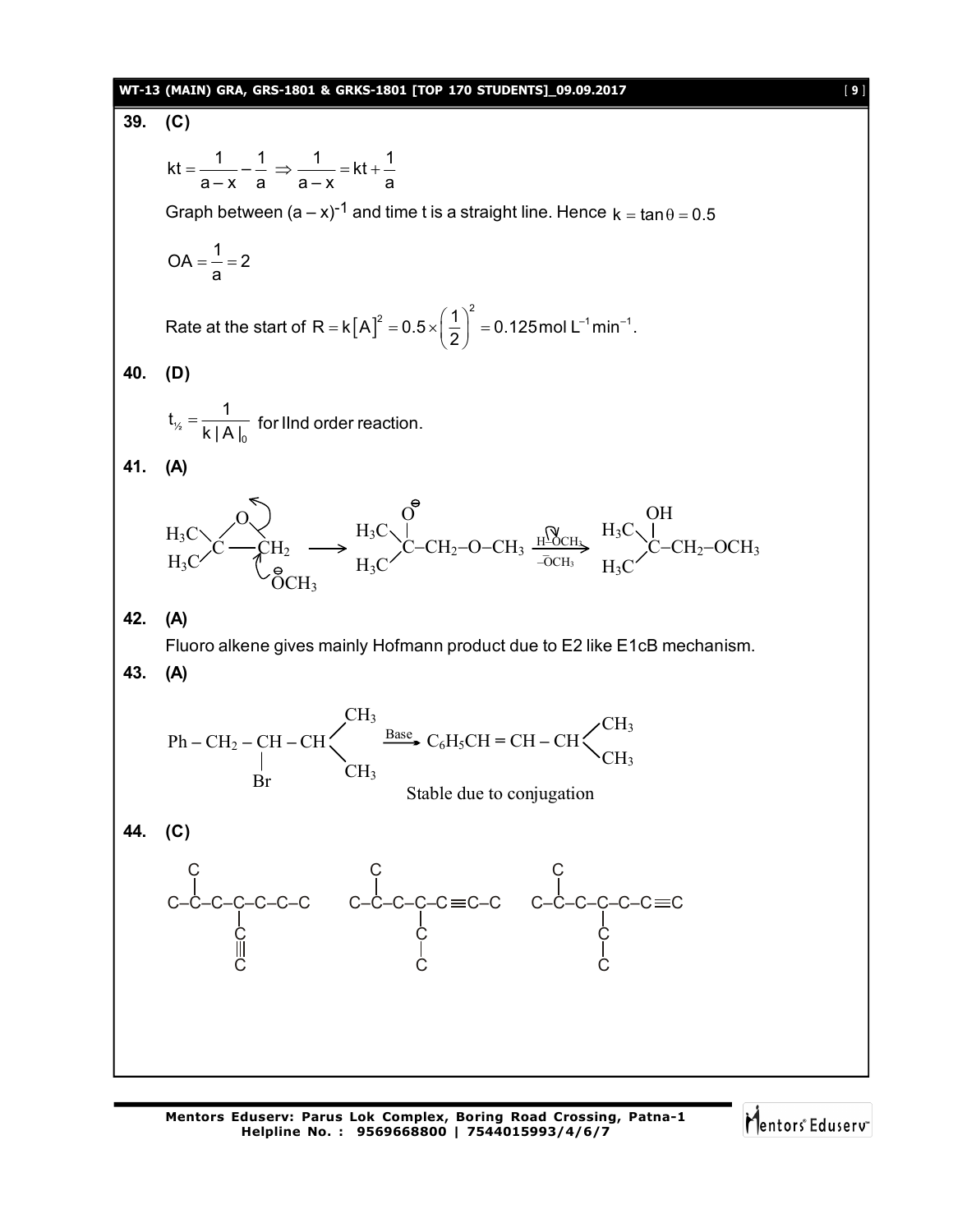**39. (C)**

$$kt = \frac{1}{a-x} - \frac{1}{a} \Rightarrow \frac{1}{a-x} = kt + \frac{1}{a}$$

Graph between $(a-x)^{-1}$ and time t is a straight line. Hence $k = \tan\theta = 0.5$

$$OA = \frac{1}{a} = 2$$

Rate at the start of $R = k[A]^2 = 0.5 \times \left(\frac{1}{2}\right)^2 = 0.125 \text{ mol L}^{-1}\text{min}^{-1}$.

**40. (D)**

$t_{½} = \dfrac{1}{k|A|_0}$ for IInd order reaction.

**41. (A)**

$(H_3C)_2C(-O-)CH_2$ (epoxide) $+ \overset{\ominus}{O}CH_3 \longrightarrow (H_3C)_2C(O^{\ominus})-CH_2-O-CH_3 \xrightarrow[-\bar{O}CH_3]{H-OCH_3} (H_3C)_2C(OH)-CH_2-OCH_3$

**42. (A)**

Fluoro alkene gives mainly Hofmann product due to E2 like E1cB mechanism.

**43. (A)**

$$Ph-CH_2-\underset{\underset{Br}{|}}{CH}-CH(CH_3)_2 \xrightarrow{\text{Base}} C_6H_5CH=CH-CH(CH_3)_2$$

Stable due to conjugation

**44. (C)**

```
  C                     C                     C
  |                     |                     |
C–C–C–C–C–C–C         C–C–C–C–C≡C–C         C–C–C–C–C–C≡C
      |                     |                     |
      C                     C                     C
      ||                    |                     |
      C                     C                     C
```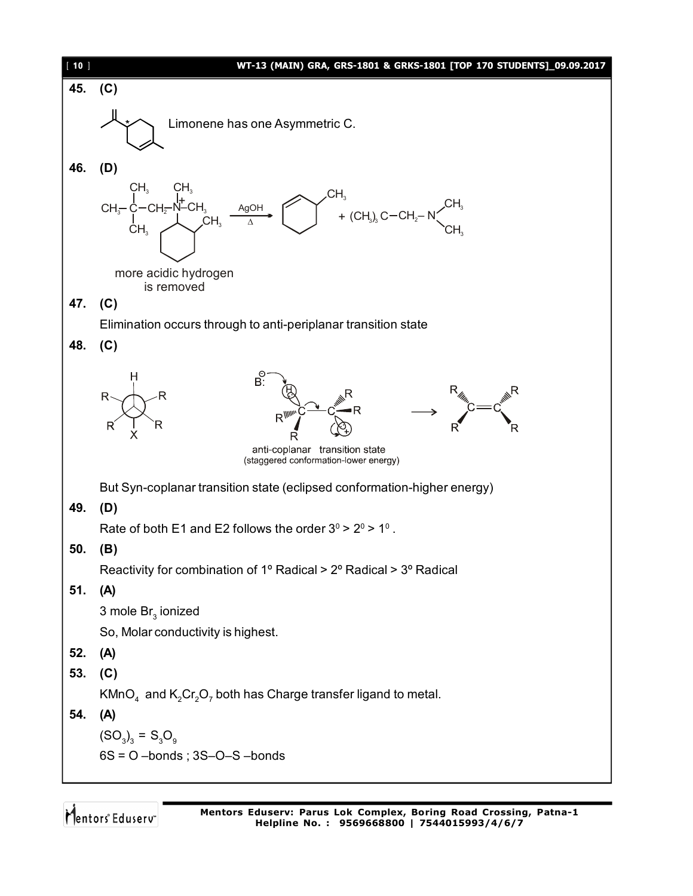**45. (C)**

Limonene has one Asymmetric C.

**46. (D)**

$$CH_3-\overset{CH_3}{\underset{CH_3}{C}}-CH_2-\overset{CH_3}{\overset{|+}{N}}-CH_3 \xrightarrow[\Delta]{AgOH} \text{(3-methylcyclohexene)} + (CH_3)_3C-CH_2-N(CH_3)_2$$

more acidic hydrogen is removed

**47. (C)**

Elimination occurs through to anti-periplanar transition state

**48. (C)**

anti-coplanar transition state
(staggered conformation-lower energy)

But Syn-coplanar transition state (eclipsed conformation-higher energy)

**49. (D)**

Rate of both E1 and E2 follows the order $3^0 > 2^0 > 1^0$ .

**50. (B)**

Reactivity for combination of 1º Radical > 2º Radical > 3º Radical

**51. (A)**

3 mole $Br_3$ ionized

So, Molar conductivity is highest.

**52. (A)**

**53. (C)**

$KMnO_4$ and $K_2Cr_2O_7$ both has Charge transfer ligand to metal.

**54. (A)**

$(SO_3)_3 = S_3O_9$

6S = O –bonds ; 3S–O–S –bonds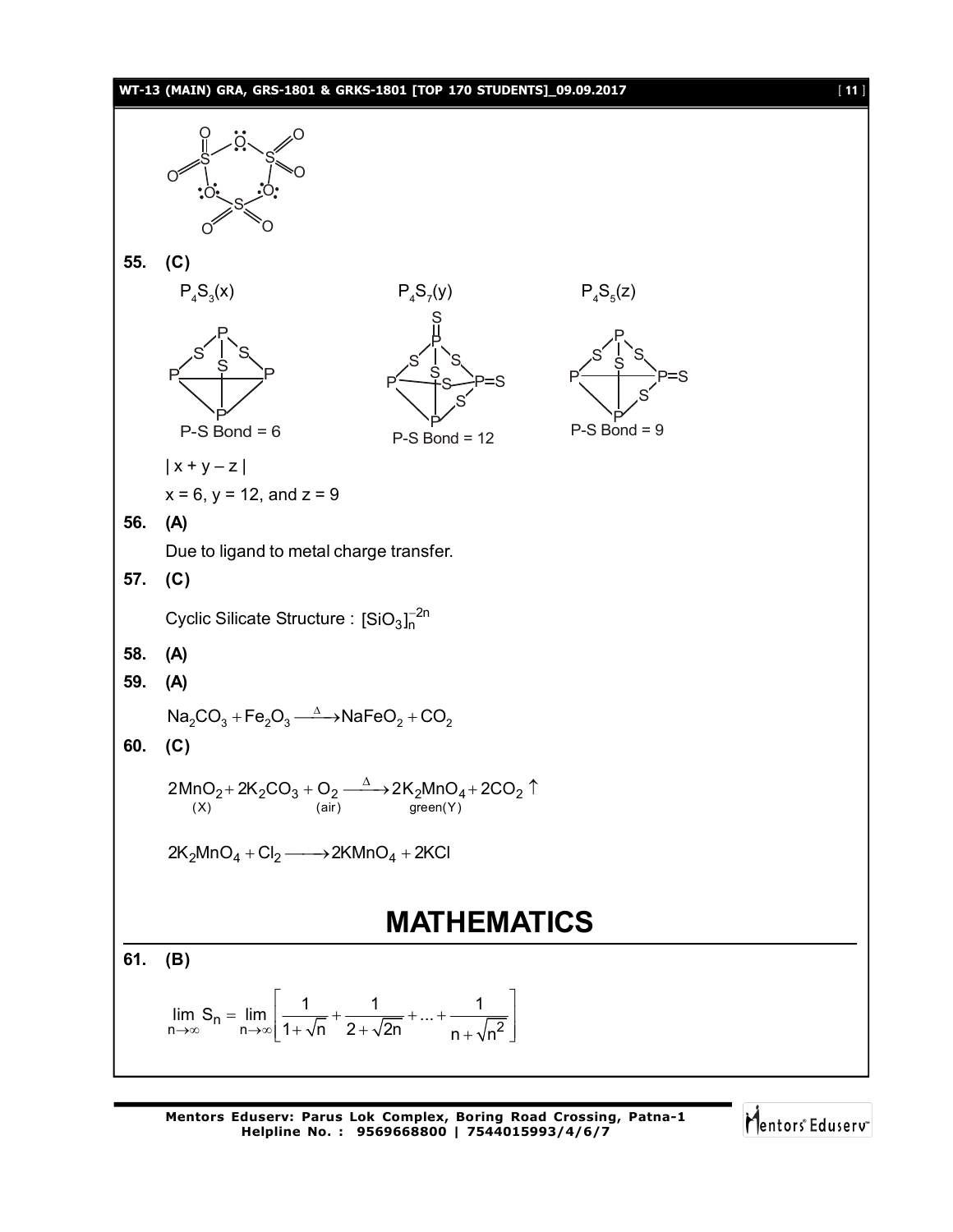55. **(C)**

$P_4S_3(x)$ $\quad$ $P_4S_7(y)$ $\quad$ $P_4S_5(z)$

P-S Bond = 6 $\quad$ P-S Bond = 12 $\quad$ P-S Bond = 9

$| x + y - z |$

$x = 6$, $y = 12$, and $z = 9$

56. **(A)**

Due to ligand to metal charge transfer.

57. **(C)**

Cyclic Silicate Structure : $[SiO_3]_n^{-2n}$

58. **(A)**

59. **(A)**

$$Na_2CO_3 + Fe_2O_3 \xrightarrow{\Delta} NaFeO_2 + CO_2$$

60. **(C)**

$$\underset{(X)}{2MnO_2} + 2K_2CO_3 + \underset{(air)}{O_2} \xrightarrow{\Delta} \underset{green(Y)}{2K_2MnO_4} + 2CO_2 \uparrow$$

$$2K_2MnO_4 + Cl_2 \longrightarrow 2KMnO_4 + 2KCl$$

# MATHEMATICS

61. **(B)**

$$\lim_{n\to\infty} S_n = \lim_{n\to\infty}\left[\frac{1}{1+\sqrt{n}} + \frac{1}{2+\sqrt{2n}} + ... + \frac{1}{n+\sqrt{n^2}}\right]$$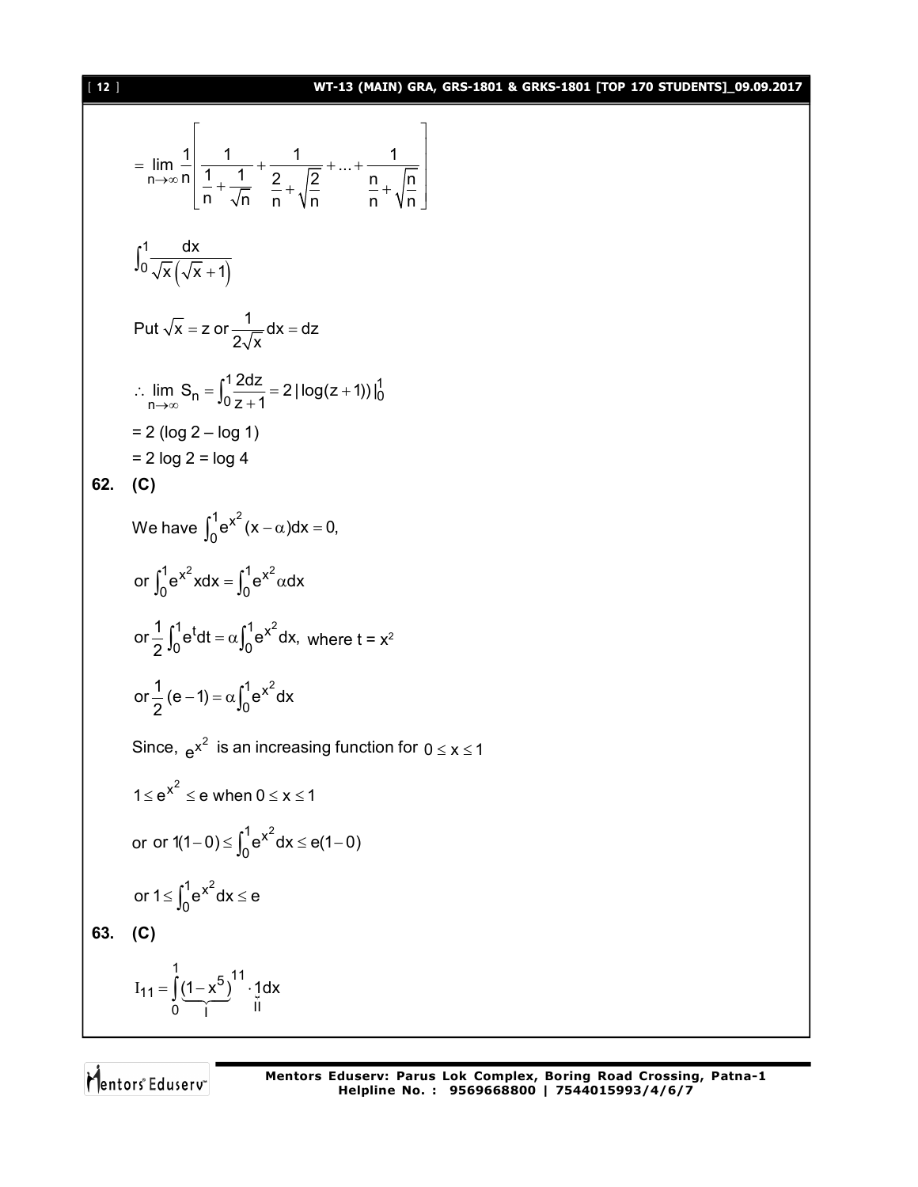$$= \lim_{n\to\infty} \frac{1}{n}\left[\frac{1}{\frac{1}{n}+\frac{1}{\sqrt{n}}}+\frac{1}{\frac{2}{n}+\sqrt{\frac{2}{n}}}+...+\frac{1}{\frac{n}{n}+\sqrt{\frac{n}{n}}}\right]$$

$$\int_0^1 \frac{dx}{\sqrt{x}\left(\sqrt{x}+1\right)}$$

Put $\sqrt{x} = z$ or $\frac{1}{2\sqrt{x}}dx = dz$

$$\therefore \lim_{n\to\infty} S_n = \int_0^1 \frac{2dz}{z+1} = 2\,|\log(z+1))|_0^1$$

$= 2\,(\log 2 - \log 1)$

$= 2\log 2 = \log 4$

**62. (C)**

We have $\int_0^1 e^{x^2}(x-\alpha)dx = 0,$

or $\int_0^1 e^{x^2}x\,dx = \int_0^1 e^{x^2}\alpha\,dx$

or $\frac{1}{2}\int_0^1 e^t dt = \alpha\int_0^1 e^{x^2}dx,$ where $t = x^2$

or $\frac{1}{2}(e-1) = \alpha\int_0^1 e^{x^2}dx$

Since, $e^{x^2}$ is an increasing function for $0 \le x \le 1$

$1 \le e^{x^2} \le e$ when $0 \le x \le 1$

or or $1(1-0) \le \int_0^1 e^{x^2}dx \le e(1-0)$

or $1 \le \int_0^1 e^{x^2}dx \le e$

**63. (C)**

$$I_{11} = \int_0^1 \underbrace{(1-x^5)^{11}}_{I} \cdot \underset{II}{1}dx$$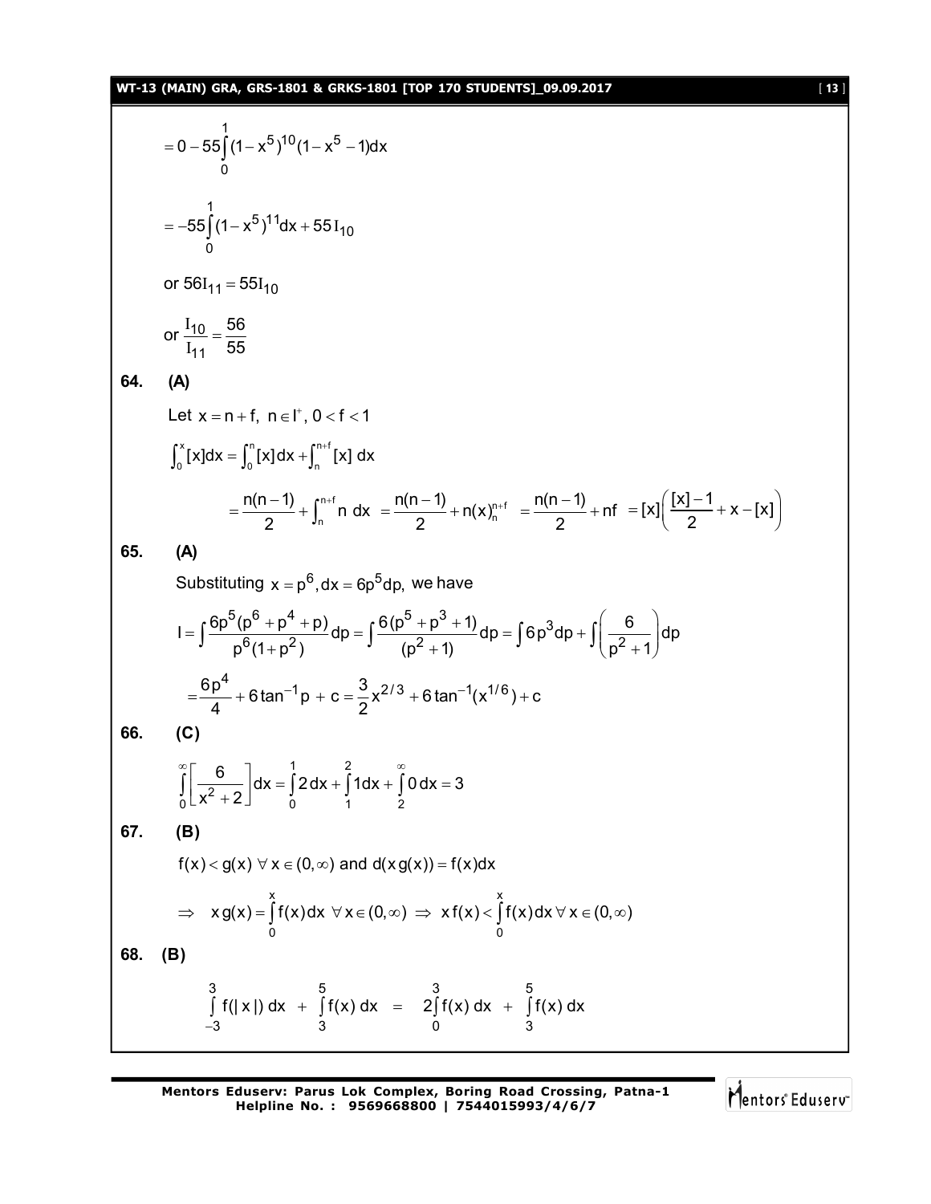$$= 0 - 55\int_0^1 (1 - x^5)^{10}(1 - x^5 - 1)dx$$

$$= -55\int_0^1 (1 - x^5)^{11}dx + 55\,I_{10}$$

or $56I_{11} = 55I_{10}$

or $\dfrac{I_{10}}{I_{11}} = \dfrac{56}{55}$

**64. (A)**

Let $x = n + f,\ n \in I^+,\ 0 < f < 1$

$$\int_0^x [x]dx = \int_0^n [x]dx + \int_n^{n+f} [x]\,dx$$

$$= \frac{n(n-1)}{2} + \int_n^{n+f} n\,dx = \frac{n(n-1)}{2} + n(x)_n^{n+f} = \frac{n(n-1)}{2} + nf = [x]\left(\frac{[x]-1}{2} + x - [x]\right)$$

**65. (A)**

Substituting $x = p^6, dx = 6p^5dp,$ we have

$$I = \int \frac{6p^5(p^6 + p^4 + p)}{p^6(1+p^2)}dp = \int \frac{6(p^5 + p^3 + 1)}{(p^2+1)}dp = \int 6p^3dp + \int\left(\frac{6}{p^2+1}\right)dp$$

$$= \frac{6p^4}{4} + 6\tan^{-1}p + c = \frac{3}{2}x^{2/3} + 6\tan^{-1}(x^{1/6}) + c$$

**66. (C)**

$$\int_0^{\infty}\left[\frac{6}{x^2+2}\right]dx = \int_0^1 2\,dx + \int_1^2 1dx + \int_2^{\infty} 0\,dx = 3$$

**67. (B)**

$f(x) < g(x)\ \forall\, x \in (0,\infty)$ and $d(x\,g(x)) = f(x)dx$

$$\Rightarrow\ \ x\,g(x) = \int_0^x f(x)dx\ \ \forall\, x \in (0,\infty)\ \Rightarrow\ x\,f(x) < \int_0^x f(x)dx\,\forall\, x \in (0,\infty)$$

**68. (B)**

$$\int_{-3}^{3} f(|x|)\,dx + \int_3^5 f(x)\,dx = 2\int_0^3 f(x)\,dx + \int_3^5 f(x)\,dx$$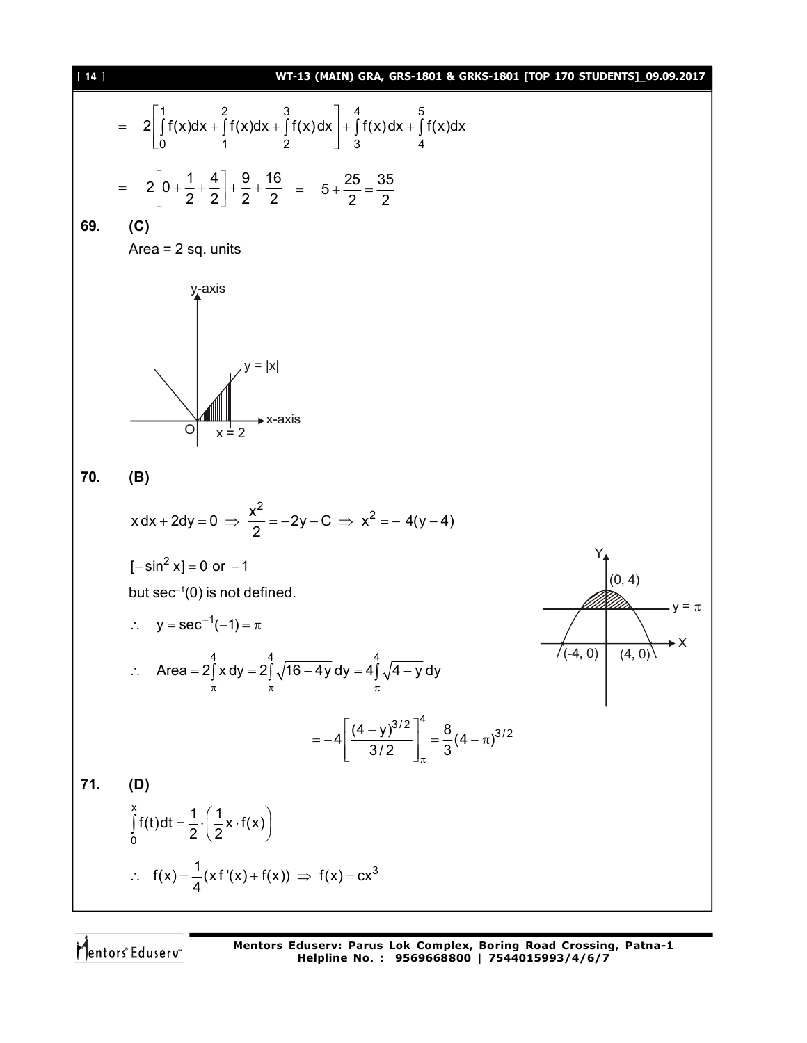$$= 2\left[\int_0^1 f(x)dx + \int_1^2 f(x)dx + \int_2^3 f(x)dx\right] + \int_3^4 f(x)dx + \int_4^5 f(x)dx$$

$$= 2\left[0 + \frac{1}{2} + \frac{4}{2}\right] + \frac{9}{2} + \frac{16}{2} \quad = \quad 5 + \frac{25}{2} = \frac{35}{2}$$

**69. (C)**

Area = 2 sq. units

y-axis, y = |x|, x-axis, O, x = 2

**70. (B)**

$$x\,dx + 2dy = 0 \Rightarrow \frac{x^2}{2} = -2y + C \Rightarrow x^2 = -4(y-4)$$

$[-\sin^2 x] = 0$ or $-1$

but $\sec^{-1}(0)$ is not defined.

$\therefore \quad y = \sec^{-1}(-1) = \pi$

$$\therefore \quad \text{Area} = 2\int_\pi^4 x\,dy = 2\int_\pi^4 \sqrt{16-4y}\,dy = 4\int_\pi^4 \sqrt{4-y}\,dy$$

$$= -4\left[\frac{(4-y)^{3/2}}{3/2}\right]_\pi^4 = \frac{8}{3}(4-\pi)^{3/2}$$

Y, X, (0, 4), $y = \pi$, (-4, 0), (4, 0)

**71. (D)**

$$\int_0^x f(t)dt = \frac{1}{2}\cdot\left(\frac{1}{2}x \cdot f(x)\right)$$

$$\therefore \quad f(x) = \frac{1}{4}(xf'(x) + f(x)) \Rightarrow f(x) = cx^3$$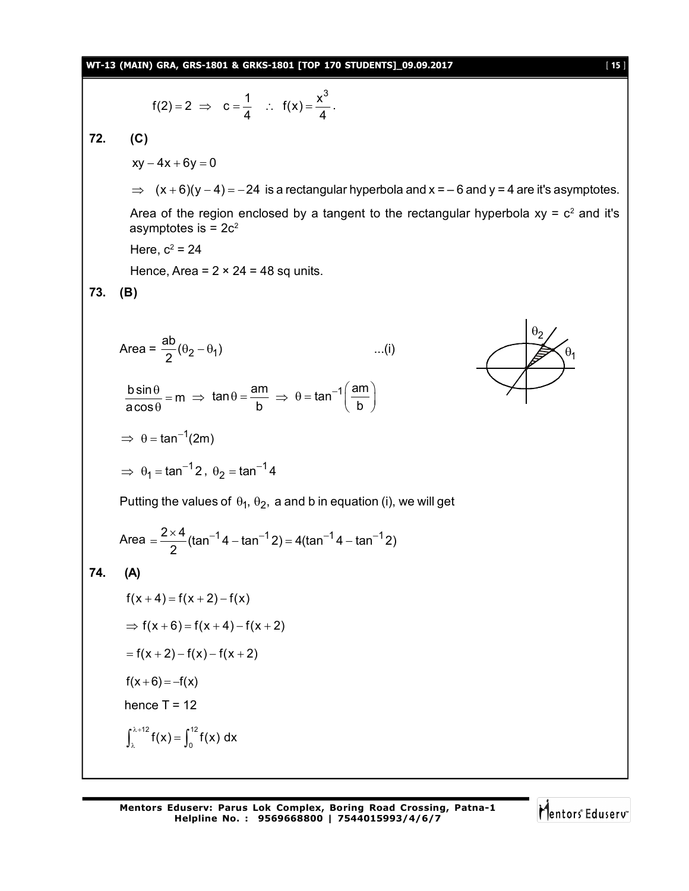$$f(2) = 2 \Rightarrow c = \frac{1}{4} \quad \therefore f(x) = \frac{x^3}{4}.$$

**72. (C)**

$xy - 4x + 6y = 0$

$\Rightarrow (x+6)(y-4) = -24$ is a rectangular hyperbola and $x = -6$ and $y = 4$ are it's asymptotes.

Area of the region enclosed by a tangent to the rectangular hyperbola $xy = c^2$ and it's asymptotes is $= 2c^2$

Here, $c^2 = 24$

Hence, Area $= 2 \times 24 = 48$ sq units.

**73. (B)**

$$\text{Area} = \frac{ab}{2}(\theta_2 - \theta_1) \qquad \text{...(i)}$$

$$\frac{b\sin\theta}{a\cos\theta} = m \Rightarrow \tan\theta = \frac{am}{b} \Rightarrow \theta = \tan^{-1}\left(\frac{am}{b}\right)$$

$$\Rightarrow \theta = \tan^{-1}(2m)$$

$$\Rightarrow \theta_1 = \tan^{-1}2, \ \theta_2 = \tan^{-1}4$$

Putting the values of $\theta_1, \theta_2$, a and b in equation (i), we will get

$$\text{Area} = \frac{2 \times 4}{2}(\tan^{-1}4 - \tan^{-1}2) = 4(\tan^{-1}4 - \tan^{-1}2)$$

**74. (A)**

$f(x+4) = f(x+2) - f(x)$

$\Rightarrow f(x+6) = f(x+4) - f(x+2)$

$= f(x+2) - f(x) - f(x+2)$

$f(x+6) = -f(x)$

hence T = 12

$$\int_{\lambda}^{\lambda+12} f(x) = \int_0^{12} f(x)\, dx$$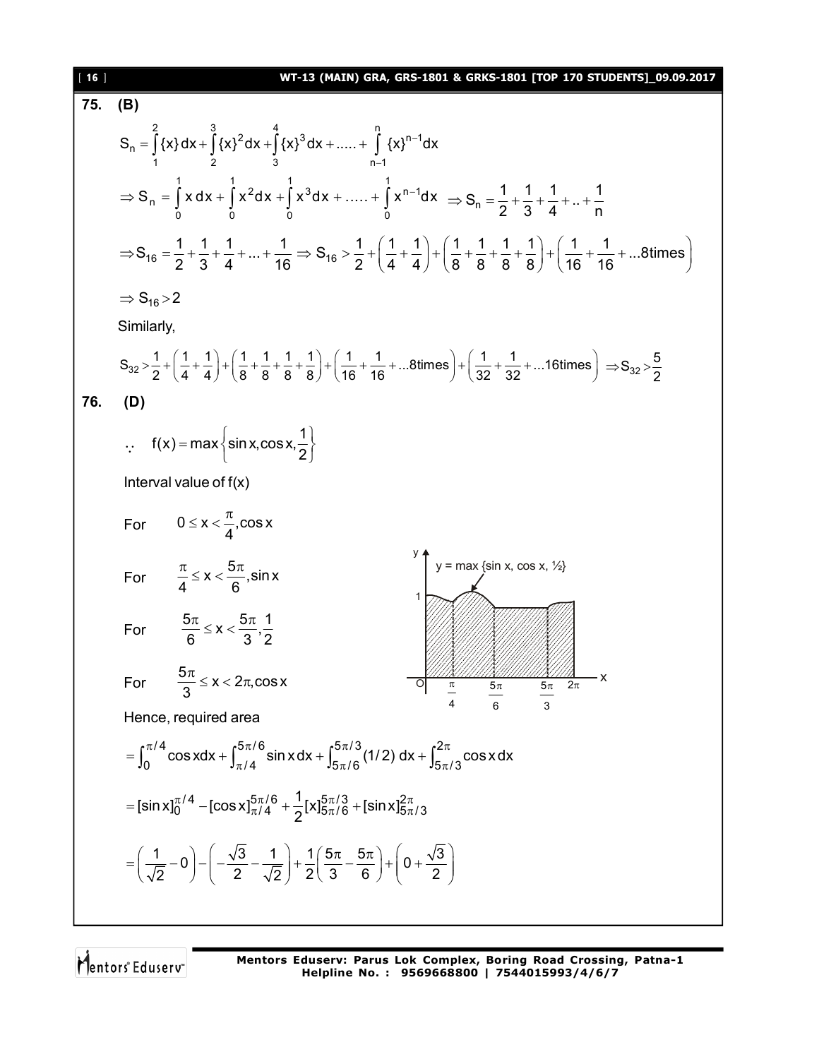**75. (B)**

$$S_n = \int_1^2 \{x\}\,dx + \int_2^3 \{x\}^2 dx + \int_3^4 \{x\}^3 dx + ..... + \int_{n-1}^{n} \{x\}^{n-1} dx$$

$$\Rightarrow S_n = \int_0^1 x\,dx + \int_0^1 x^2 dx + \int_0^1 x^3 dx + ..... + \int_0^1 x^{n-1} dx \quad \Rightarrow S_n = \frac{1}{2} + \frac{1}{3} + \frac{1}{4} + .. + \frac{1}{n}$$

$$\Rightarrow S_{16} = \frac{1}{2} + \frac{1}{3} + \frac{1}{4} + ... + \frac{1}{16} \Rightarrow S_{16} > \frac{1}{2} + \left(\frac{1}{4} + \frac{1}{4}\right) + \left(\frac{1}{8} + \frac{1}{8} + \frac{1}{8} + \frac{1}{8}\right) + \left(\frac{1}{16} + \frac{1}{16} + ...8\text{times}\right)$$

$$\Rightarrow S_{16} > 2$$

Similarly,

$$S_{32} > \frac{1}{2} + \left(\frac{1}{4} + \frac{1}{4}\right) + \left(\frac{1}{8} + \frac{1}{8} + \frac{1}{8} + \frac{1}{8}\right) + \left(\frac{1}{16} + \frac{1}{16} + ...8\text{times}\right) + \left(\frac{1}{32} + \frac{1}{32} + ...16\text{times}\right) \Rightarrow S_{32} > \frac{5}{2}$$

**76. (D)**

$$\because \quad f(x) = \max\left\{\sin x, \cos x, \frac{1}{2}\right\}$$

Interval value of f(x)

For $\quad 0 \le x < \frac{\pi}{4}, \cos x$

For $\quad \frac{\pi}{4} \le x < \frac{5\pi}{6}, \sin x$

For $\quad \frac{5\pi}{6} \le x < \frac{5\pi}{3}, \frac{1}{2}$

For $\quad \frac{5\pi}{3} \le x < 2\pi, \cos x$

y = max {sin x, cos x, ½}

Hence, required area

$$= \int_0^{\pi/4} \cos x\,dx + \int_{\pi/4}^{5\pi/6} \sin x\,dx + \int_{5\pi/6}^{5\pi/3} (1/2)\,dx + \int_{5\pi/3}^{2\pi} \cos x\,dx$$

$$= [\sin x]_0^{\pi/4} - [\cos x]_{\pi/4}^{5\pi/6} + \frac{1}{2}[x]_{5\pi/6}^{5\pi/3} + [\sin x]_{5\pi/3}^{2\pi}$$

$$= \left(\frac{1}{\sqrt{2}} - 0\right) - \left(-\frac{\sqrt{3}}{2} - \frac{1}{\sqrt{2}}\right) + \frac{1}{2}\left(\frac{5\pi}{3} - \frac{5\pi}{6}\right) + \left(0 + \frac{\sqrt{3}}{2}\right)$$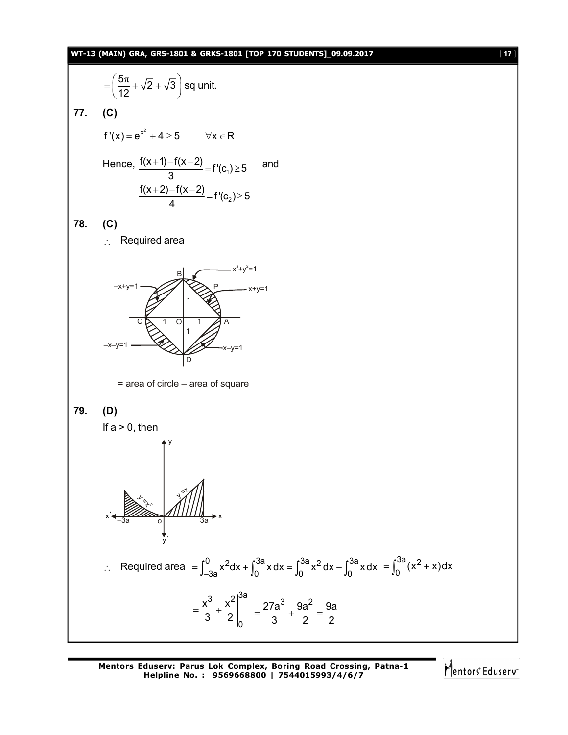$$= \left(\frac{5\pi}{12} + \sqrt{2} + \sqrt{3}\right) \text{ sq unit.}$$

**77. (C)**

$$f'(x) = e^{x^2} + 4 \geq 5 \qquad \forall x \in R$$

Hence, $\dfrac{f(x+1) - f(x-2)}{3} = f'(c_1) \geq 5$ and

$$\frac{f(x+2) - f(x-2)}{4} = f'(c_2) \geq 5$$

**78. (C)**

$\therefore$ Required area

= area of circle – area of square

**79. (D)**

If a > 0, then

$\therefore$ Required area $= \int_{-3a}^{0} x^2 dx + \int_{0}^{3a} x\, dx = \int_{0}^{3a} x^2\, dx + \int_{0}^{3a} x\, dx = \int_{0}^{3a} (x^2 + x) dx$

$$= \left.\frac{x^3}{3} + \frac{x^2}{2}\right|_0^{3a} = \frac{27a^3}{3} + \frac{9a^2}{2} = \frac{9a}{2}$$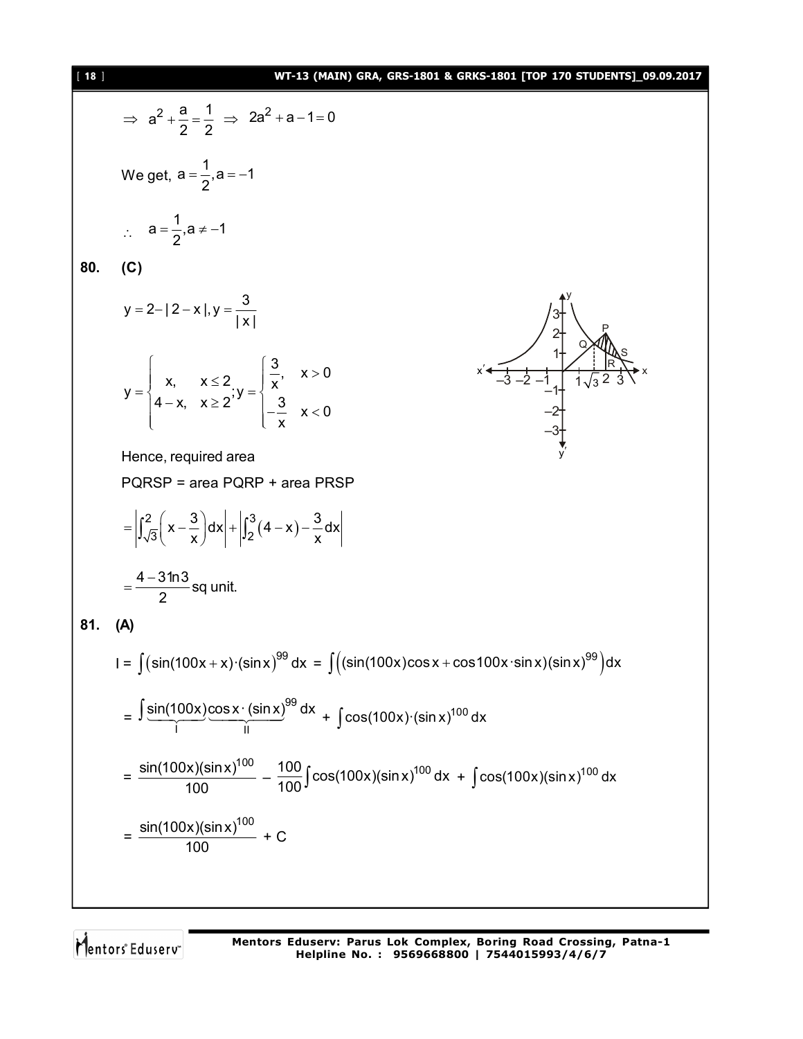$$\Rightarrow \; a^2 + \frac{a}{2} = \frac{1}{2} \;\Rightarrow\; 2a^2 + a - 1 = 0$$

We get, $a = \frac{1}{2}, a = -1$

$$\therefore \quad a = \frac{1}{2}, a \neq -1$$

**80. (C)**

$$y = 2 - |2 - x|, y = \frac{3}{|x|}$$

$$y = \begin{cases} x, & x \le 2 \\ 4 - x, & x \ge 2 \end{cases}; y = \begin{cases} \frac{3}{x}, & x > 0 \\ -\frac{3}{x} & x < 0 \end{cases}$$

Hence, required area

PQRSP = area PQRP + area PRSP

$$= \left| \int_{\sqrt{3}}^{2} \left( x - \frac{3}{x} \right) dx \right| + \left| \int_{2}^{3} (4 - x) - \frac{3}{x} dx \right|$$

$$= \frac{4 - 3\ln 3}{2} \text{ sq unit.}$$

**81. (A)**

$$I = \int (\sin(100x + x) \cdot (\sin x)^{99} \, dx = \int \left( (\sin(100x)\cos x + \cos 100x \cdot \sin x)(\sin x)^{99} \right) dx$$

$$= \int \underbrace{\sin(100x)}_{\text{I}} \underbrace{\cos x \cdot (\sin x)^{99}}_{\text{II}} \, dx + \int \cos(100x) \cdot (\sin x)^{100} \, dx$$

$$= \frac{\sin(100x)(\sin x)^{100}}{100} - \frac{100}{100} \int \cos(100x)(\sin x)^{100} \, dx + \int \cos(100x)(\sin x)^{100} \, dx$$

$$= \frac{\sin(100x)(\sin x)^{100}}{100} + C$$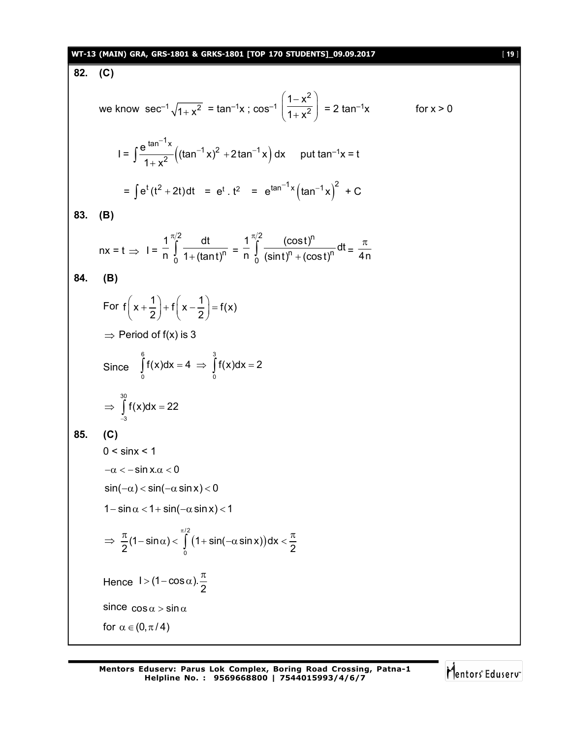**82. (C)**

we know $\sec^{-1}\sqrt{1+x^2} = \tan^{-1}x$ ; $\cos^{-1}\left(\frac{1-x^2}{1+x^2}\right) = 2\tan^{-1}x$ for $x > 0$

$$I = \int \frac{e^{\tan^{-1}x}}{1+x^2}\left((\tan^{-1}x)^2 + 2\tan^{-1}x\right)dx \quad \text{put } \tan^{-1}x = t$$

$$= \int e^t(t^2+2t)dt = e^t \cdot t^2 = e^{\tan^{-1}x}\left(\tan^{-1}x\right)^2 + C$$

**83. (B)**

$$nx = t \Rightarrow I = \frac{1}{n}\int_0^{\pi/2}\frac{dt}{1+(\tan t)^n} = \frac{1}{n}\int_0^{\pi/2}\frac{(\cos t)^n}{(\sin t)^n + (\cos t)^n}dt = \frac{\pi}{4n}$$

**84. (B)**

For $f\left(x+\frac{1}{2}\right) + f\left(x-\frac{1}{2}\right) = f(x)$

$\Rightarrow$ Period of f(x) is 3

Since $\int_0^6 f(x)dx = 4 \Rightarrow \int_0^3 f(x)dx = 2$

$$\Rightarrow \int_{-3}^{30} f(x)dx = 22$$

**85. (C)**

$0 < \sin x < 1$

$-\alpha < -\sin x.\alpha < 0$

$\sin(-\alpha) < \sin(-\alpha\sin x) < 0$

$1 - \sin\alpha < 1 + \sin(-\alpha\sin x) < 1$

$$\Rightarrow \frac{\pi}{2}(1-\sin\alpha) < \int_0^{\pi/2}\left(1+\sin(-\alpha\sin x)\right)dx < \frac{\pi}{2}$$

Hence $I > (1-\cos\alpha).\frac{\pi}{2}$

since $\cos\alpha > \sin\alpha$

for $\alpha \in (0, \pi/4)$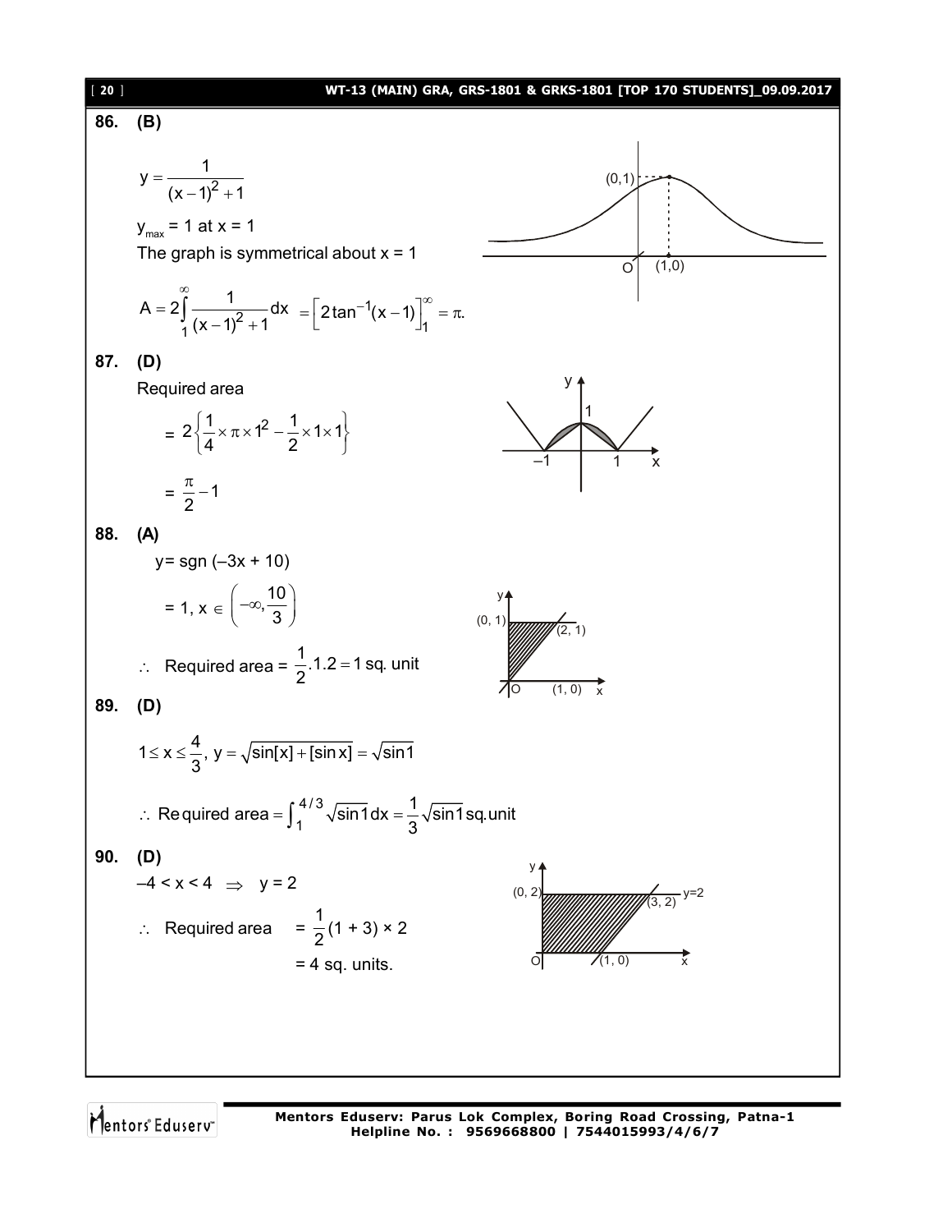**86. (B)**

$$y = \frac{1}{(x-1)^2 + 1}$$

$y_{max} = 1$ at $x = 1$

The graph is symmetrical about $x = 1$

$$A = 2\int_1^{\infty} \frac{1}{(x-1)^2+1}dx = \left[2\tan^{-1}(x-1)\right]_1^{\infty} = \pi.$$

(0,1)

O

(1,0)

**87. (D)**

Required area

$$= 2\left\{\frac{1}{4}\times\pi\times 1^2 - \frac{1}{2}\times 1\times 1\right\}$$

$$= \frac{\pi}{2} - 1$$

y

1

–1

1

x

**88. (A)**

$y = \text{sgn}(-3x + 10)$

$$= 1,\ x \in \left(-\infty, \frac{10}{3}\right)$$

$\therefore$ Required area $= \frac{1}{2}.1.2 = 1$ sq. unit

y

(0, 1)

(2, 1)

O

(1, 0)

x

**89. (D)**

$$1 \le x \le \frac{4}{3},\ y = \sqrt{\sin[x] + [\sin x]} = \sqrt{\sin 1}$$

$$\therefore \text{Required area} = \int_1^{4/3}\sqrt{\sin 1}\,dx = \frac{1}{3}\sqrt{\sin 1}\ \text{sq. unit}$$

**90. (D)**

$-4 < x < 4 \Rightarrow y = 2$

$\therefore$ Required area $= \frac{1}{2}(1 + 3) \times 2$

$= 4$ sq. units.

y

(0, 2)

(3, 2)

y=2

O

(1, 0)

x